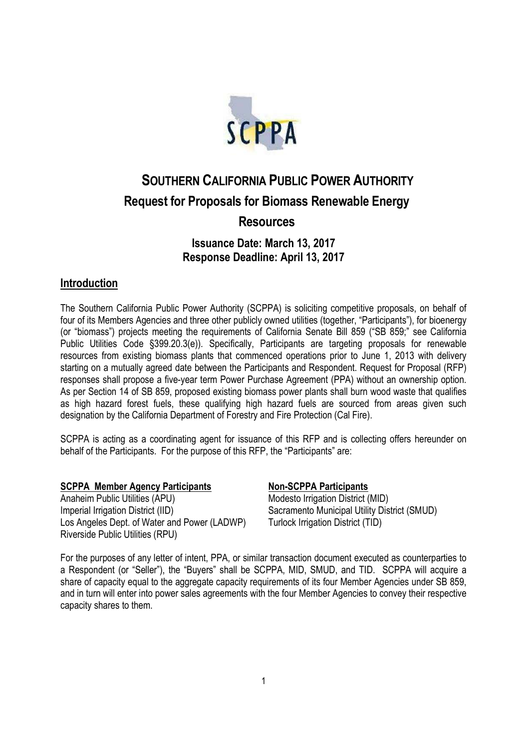# SOUTHERN CALIFORNIA PUBLIC POWER AUTHORITY

## Request for Proposals for Biomass Renewable Energy Resources

### Issuance Date: March 13, 2017
### Response Deadline: April 13, 2017

## Introduction

The Southern California Public Power Authority (SCPPA) is soliciting competitive proposals, on behalf of four of its Members Agencies and three other publicly owned utilities (together, "Participants"), for bioenergy (or "biomass") projects meeting the requirements of California Senate Bill 859 ("SB 859;" see California Public Utilities Code §399.20.3(e)). Specifically, Participants are targeting proposals for renewable resources from existing biomass plants that commenced operations prior to June 1, 2013 with delivery starting on a mutually agreed date between the Participants and Respondent. Request for Proposal (RFP) responses shall propose a five-year term Power Purchase Agreement (PPA) without an ownership option. As per Section 14 of SB 859, proposed existing biomass power plants shall burn wood waste that qualifies as high hazard forest fuels, these qualifying high hazard fuels are sourced from areas given such designation by the California Department of Forestry and Fire Protection (Cal Fire).

SCPPA is acting as a coordinating agent for issuance of this RFP and is collecting offers hereunder on behalf of the Participants. For the purpose of this RFP, the "Participants" are:

**SCPPA Member Agency Participants**

Anaheim Public Utilities (APU)
Imperial Irrigation District (IID)
Los Angeles Dept. of Water and Power (LADWP)
Riverside Public Utilities (RPU)

**Non-SCPPA Participants**

Modesto Irrigation District (MID)
Sacramento Municipal Utility District (SMUD)
Turlock Irrigation District (TID)

For the purposes of any letter of intent, PPA, or similar transaction document executed as counterparties to a Respondent (or "Seller"), the "Buyers" shall be SCPPA, MID, SMUD, and TID. SCPPA will acquire a share of capacity equal to the aggregate capacity requirements of its four Member Agencies under SB 859, and in turn will enter into power sales agreements with the four Member Agencies to convey their respective capacity shares to them.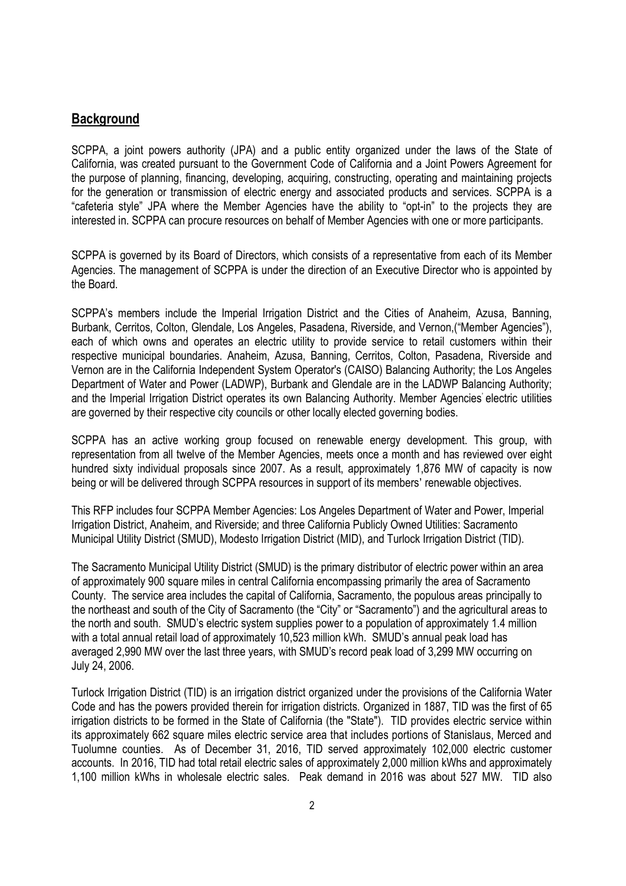## Background

SCPPA, a joint powers authority (JPA) and a public entity organized under the laws of the State of California, was created pursuant to the Government Code of California and a Joint Powers Agreement for the purpose of planning, financing, developing, acquiring, constructing, operating and maintaining projects for the generation or transmission of electric energy and associated products and services. SCPPA is a "cafeteria style" JPA where the Member Agencies have the ability to "opt-in" to the projects they are interested in. SCPPA can procure resources on behalf of Member Agencies with one or more participants.

SCPPA is governed by its Board of Directors, which consists of a representative from each of its Member Agencies. The management of SCPPA is under the direction of an Executive Director who is appointed by the Board.

SCPPA's members include the Imperial Irrigation District and the Cities of Anaheim, Azusa, Banning, Burbank, Cerritos, Colton, Glendale, Los Angeles, Pasadena, Riverside, and Vernon,("Member Agencies"), each of which owns and operates an electric utility to provide service to retail customers within their respective municipal boundaries. Anaheim, Azusa, Banning, Cerritos, Colton, Pasadena, Riverside and Vernon are in the California Independent System Operator's (CAISO) Balancing Authority; the Los Angeles Department of Water and Power (LADWP), Burbank and Glendale are in the LADWP Balancing Authority; and the Imperial Irrigation District operates its own Balancing Authority. Member Agencies' electric utilities are governed by their respective city councils or other locally elected governing bodies.

SCPPA has an active working group focused on renewable energy development. This group, with representation from all twelve of the Member Agencies, meets once a month and has reviewed over eight hundred sixty individual proposals since 2007. As a result, approximately 1,876 MW of capacity is now being or will be delivered through SCPPA resources in support of its members' renewable objectives.

This RFP includes four SCPPA Member Agencies: Los Angeles Department of Water and Power, Imperial Irrigation District, Anaheim, and Riverside; and three California Publicly Owned Utilities: Sacramento Municipal Utility District (SMUD), Modesto Irrigation District (MID), and Turlock Irrigation District (TID).

The Sacramento Municipal Utility District (SMUD) is the primary distributor of electric power within an area of approximately 900 square miles in central California encompassing primarily the area of Sacramento County. The service area includes the capital of California, Sacramento, the populous areas principally to the northeast and south of the City of Sacramento (the "City" or "Sacramento") and the agricultural areas to the north and south. SMUD's electric system supplies power to a population of approximately 1.4 million with a total annual retail load of approximately 10,523 million kWh. SMUD's annual peak load has averaged 2,990 MW over the last three years, with SMUD's record peak load of 3,299 MW occurring on July 24, 2006.

Turlock Irrigation District (TID) is an irrigation district organized under the provisions of the California Water Code and has the powers provided therein for irrigation districts. Organized in 1887, TID was the first of 65 irrigation districts to be formed in the State of California (the "State"). TID provides electric service within its approximately 662 square miles electric service area that includes portions of Stanislaus, Merced and Tuolumne counties. As of December 31, 2016, TID served approximately 102,000 electric customer accounts. In 2016, TID had total retail electric sales of approximately 2,000 million kWhs and approximately 1,100 million kWhs in wholesale electric sales. Peak demand in 2016 was about 527 MW. TID also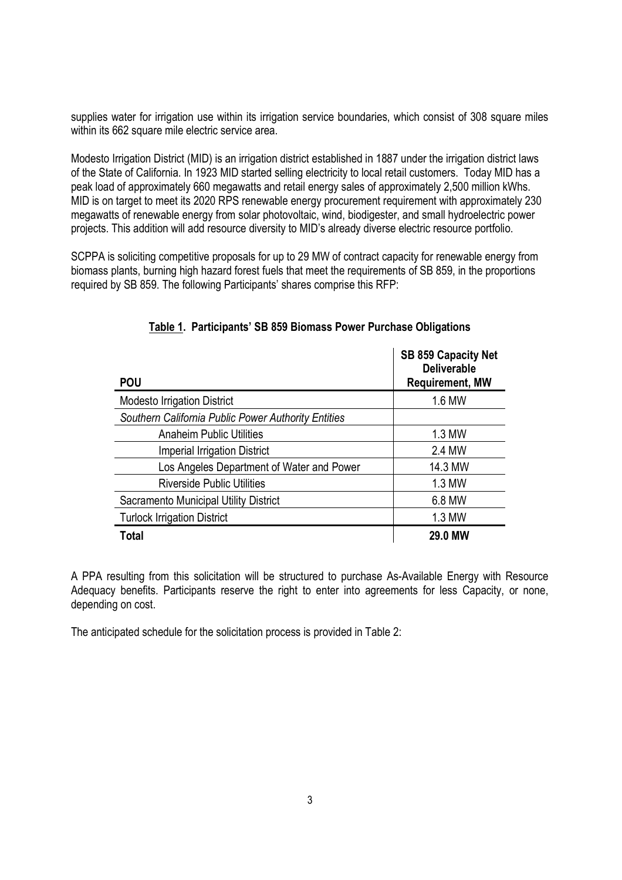supplies water for irrigation use within its irrigation service boundaries, which consist of 308 square miles within its 662 square mile electric service area.

Modesto Irrigation District (MID) is an irrigation district established in 1887 under the irrigation district laws of the State of California. In 1923 MID started selling electricity to local retail customers. Today MID has a peak load of approximately 660 megawatts and retail energy sales of approximately 2,500 million kWhs. MID is on target to meet its 2020 RPS renewable energy procurement requirement with approximately 230 megawatts of renewable energy from solar photovoltaic, wind, biodigester, and small hydroelectric power projects. This addition will add resource diversity to MID's already diverse electric resource portfolio.

SCPPA is soliciting competitive proposals for up to 29 MW of contract capacity for renewable energy from biomass plants, burning high hazard forest fuels that meet the requirements of SB 859, in the proportions required by SB 859. The following Participants' shares comprise this RFP:

**Table 1. Participants' SB 859 Biomass Power Purchase Obligations**

| POU | SB 859 Capacity Net Deliverable Requirement, MW |
|---|---|
| Modesto Irrigation District | 1.6 MW |
| *Southern California Public Power Authority Entities* | |
| Anaheim Public Utilities | 1.3 MW |
| Imperial Irrigation District | 2.4 MW |
| Los Angeles Department of Water and Power | 14.3 MW |
| Riverside Public Utilities | 1.3 MW |
| Sacramento Municipal Utility District | 6.8 MW |
| Turlock Irrigation District | 1.3 MW |
| **Total** | **29.0 MW** |

A PPA resulting from this solicitation will be structured to purchase As-Available Energy with Resource Adequacy benefits. Participants reserve the right to enter into agreements for less Capacity, or none, depending on cost.

The anticipated schedule for the solicitation process is provided in Table 2: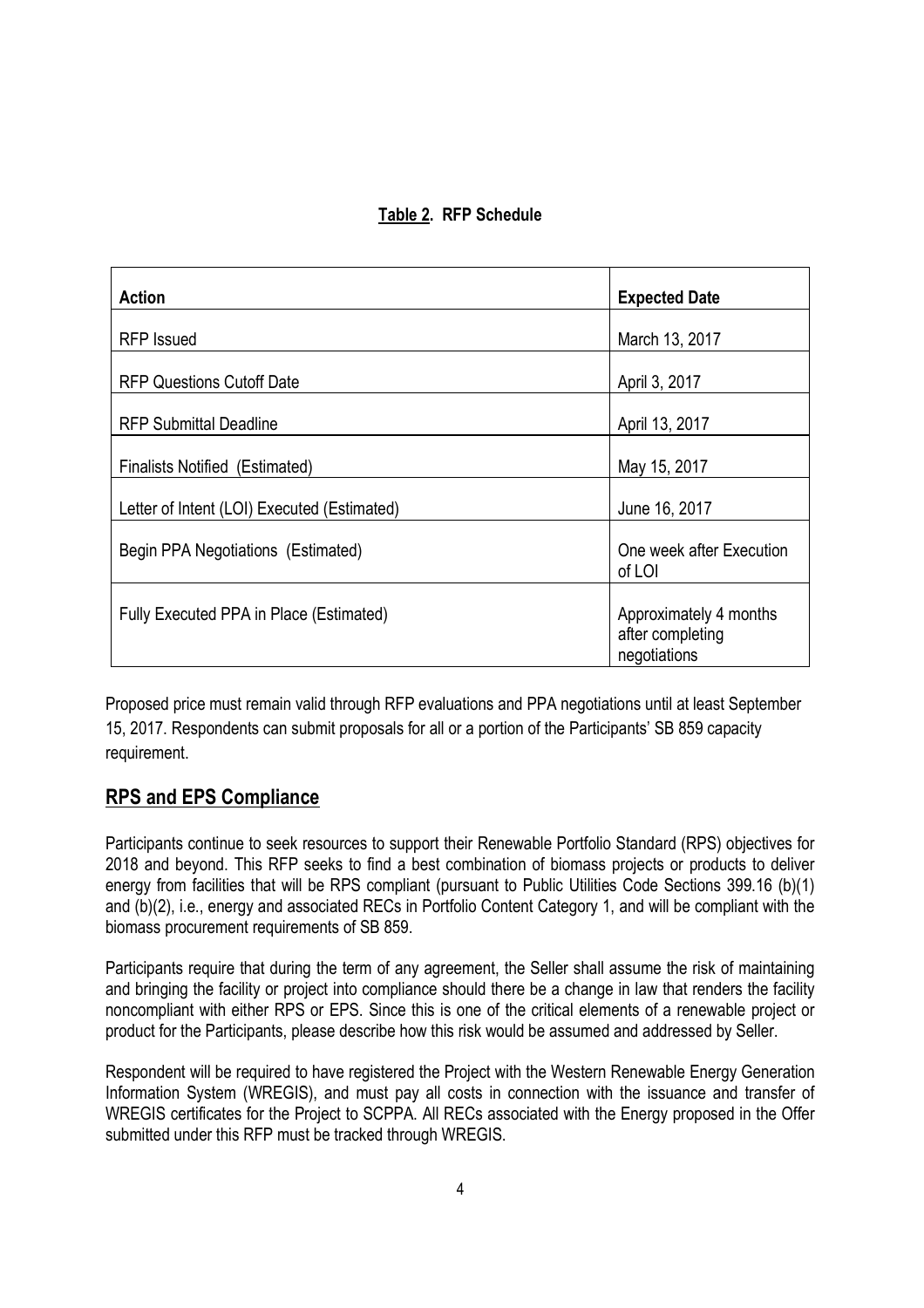**Table 2. RFP Schedule**

| Action | Expected Date |
|---|---|
| RFP Issued | March 13, 2017 |
| RFP Questions Cutoff Date | April 3, 2017 |
| RFP Submittal Deadline | April 13, 2017 |
| Finalists Notified (Estimated) | May 15, 2017 |
| Letter of Intent (LOI) Executed (Estimated) | June 16, 2017 |
| Begin PPA Negotiations (Estimated) | One week after Execution of LOI |
| Fully Executed PPA in Place (Estimated) | Approximately 4 months after completing negotiations |

Proposed price must remain valid through RFP evaluations and PPA negotiations until at least September 15, 2017. Respondents can submit proposals for all or a portion of the Participants' SB 859 capacity requirement.

## RPS and EPS Compliance

Participants continue to seek resources to support their Renewable Portfolio Standard (RPS) objectives for 2018 and beyond. This RFP seeks to find a best combination of biomass projects or products to deliver energy from facilities that will be RPS compliant (pursuant to Public Utilities Code Sections 399.16 (b)(1) and (b)(2), i.e., energy and associated RECs in Portfolio Content Category 1, and will be compliant with the biomass procurement requirements of SB 859.

Participants require that during the term of any agreement, the Seller shall assume the risk of maintaining and bringing the facility or project into compliance should there be a change in law that renders the facility noncompliant with either RPS or EPS. Since this is one of the critical elements of a renewable project or product for the Participants, please describe how this risk would be assumed and addressed by Seller.

Respondent will be required to have registered the Project with the Western Renewable Energy Generation Information System (WREGIS), and must pay all costs in connection with the issuance and transfer of WREGIS certificates for the Project to SCPPA. All RECs associated with the Energy proposed in the Offer submitted under this RFP must be tracked through WREGIS.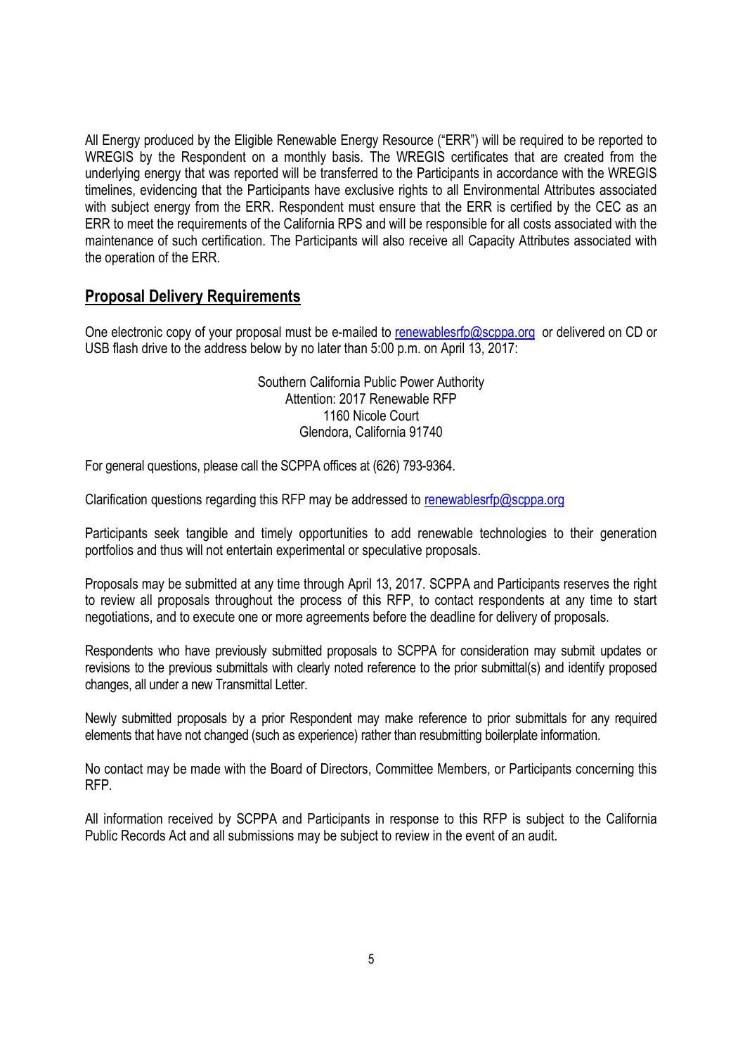All Energy produced by the Eligible Renewable Energy Resource ("ERR") will be required to be reported to WREGIS by the Respondent on a monthly basis. The WREGIS certificates that are created from the underlying energy that was reported will be transferred to the Participants in accordance with the WREGIS timelines, evidencing that the Participants have exclusive rights to all Environmental Attributes associated with subject energy from the ERR. Respondent must ensure that the ERR is certified by the CEC as an ERR to meet the requirements of the California RPS and will be responsible for all costs associated with the maintenance of such certification. The Participants will also receive all Capacity Attributes associated with the operation of the ERR.

## Proposal Delivery Requirements

One electronic copy of your proposal must be e-mailed to renewablesrfp@scppa.org or delivered on CD or USB flash drive to the address below by no later than 5:00 p.m. on April 13, 2017:

Southern California Public Power Authority
Attention: 2017 Renewable RFP
1160 Nicole Court
Glendora, California 91740

For general questions, please call the SCPPA offices at (626) 793-9364.

Clarification questions regarding this RFP may be addressed to renewablesrfp@scppa.org

Participants seek tangible and timely opportunities to add renewable technologies to their generation portfolios and thus will not entertain experimental or speculative proposals.

Proposals may be submitted at any time through April 13, 2017. SCPPA and Participants reserves the right to review all proposals throughout the process of this RFP, to contact respondents at any time to start negotiations, and to execute one or more agreements before the deadline for delivery of proposals.

Respondents who have previously submitted proposals to SCPPA for consideration may submit updates or revisions to the previous submittals with clearly noted reference to the prior submittal(s) and identify proposed changes, all under a new Transmittal Letter.

Newly submitted proposals by a prior Respondent may make reference to prior submittals for any required elements that have not changed (such as experience) rather than resubmitting boilerplate information.

No contact may be made with the Board of Directors, Committee Members, or Participants concerning this RFP.

All information received by SCPPA and Participants in response to this RFP is subject to the California Public Records Act and all submissions may be subject to review in the event of an audit.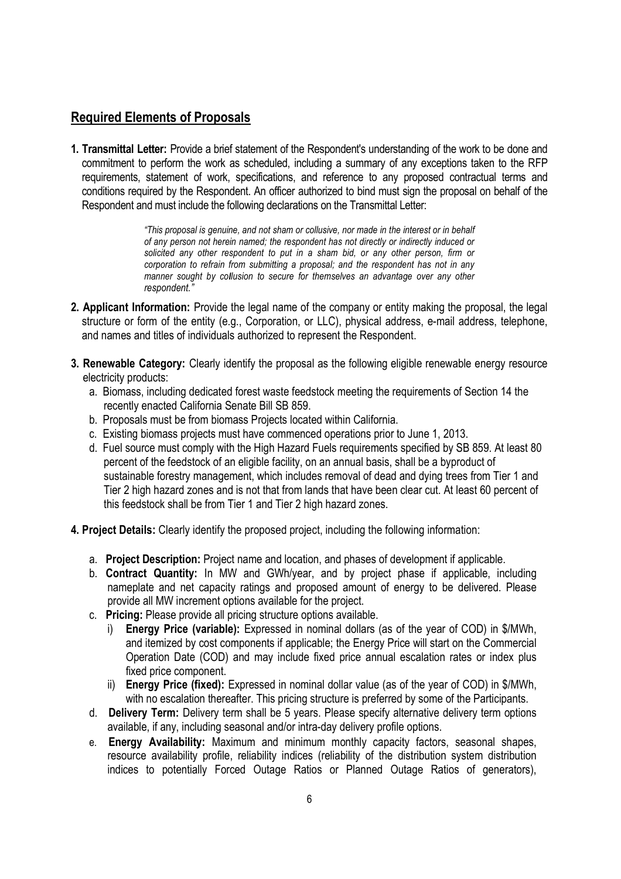## Required Elements of Proposals

1. **Transmittal Letter:** Provide a brief statement of the Respondent's understanding of the work to be done and commitment to perform the work as scheduled, including a summary of any exceptions taken to the RFP requirements, statement of work, specifications, and reference to any proposed contractual terms and conditions required by the Respondent. An officer authorized to bind must sign the proposal on behalf of the Respondent and must include the following declarations on the Transmittal Letter:

   > *"This proposal is genuine, and not sham or collusive, nor made in the interest or in behalf of any person not herein named; the respondent has not directly or indirectly induced or solicited any other respondent to put in a sham bid, or any other person, firm or corporation to refrain from submitting a proposal; and the respondent has not in any manner sought by collusion to secure for themselves an advantage over any other respondent."*

2. **Applicant Information:** Provide the legal name of the company or entity making the proposal, the legal structure or form of the entity (e.g., Corporation, or LLC), physical address, e-mail address, telephone, and names and titles of individuals authorized to represent the Respondent.

3. **Renewable Category:** Clearly identify the proposal as the following eligible renewable energy resource electricity products:
   a. Biomass, including dedicated forest waste feedstock meeting the requirements of Section 14 the recently enacted California Senate Bill SB 859.
   b. Proposals must be from biomass Projects located within California.
   c. Existing biomass projects must have commenced operations prior to June 1, 2013.
   d. Fuel source must comply with the High Hazard Fuels requirements specified by SB 859. At least 80 percent of the feedstock of an eligible facility, on an annual basis, shall be a byproduct of sustainable forestry management, which includes removal of dead and dying trees from Tier 1 and Tier 2 high hazard zones and is not that from lands that have been clear cut. At least 60 percent of this feedstock shall be from Tier 1 and Tier 2 high hazard zones.

4. **Project Details:** Clearly identify the proposed project, including the following information:

   a. **Project Description:** Project name and location, and phases of development if applicable.
   b. **Contract Quantity:** In MW and GWh/year, and by project phase if applicable, including nameplate and net capacity ratings and proposed amount of energy to be delivered. Please provide all MW increment options available for the project.
   c. **Pricing:** Please provide all pricing structure options available.
      i) **Energy Price (variable):** Expressed in nominal dollars (as of the year of COD) in $/MWh, and itemized by cost components if applicable; the Energy Price will start on the Commercial Operation Date (COD) and may include fixed price annual escalation rates or index plus fixed price component.
      ii) **Energy Price (fixed):** Expressed in nominal dollar value (as of the year of COD) in $/MWh, with no escalation thereafter. This pricing structure is preferred by some of the Participants.
   d. **Delivery Term:** Delivery term shall be 5 years. Please specify alternative delivery term options available, if any, including seasonal and/or intra-day delivery profile options.
   e. **Energy Availability:** Maximum and minimum monthly capacity factors, seasonal shapes, resource availability profile, reliability indices (reliability of the distribution system distribution indices to potentially Forced Outage Ratios or Planned Outage Ratios of generators),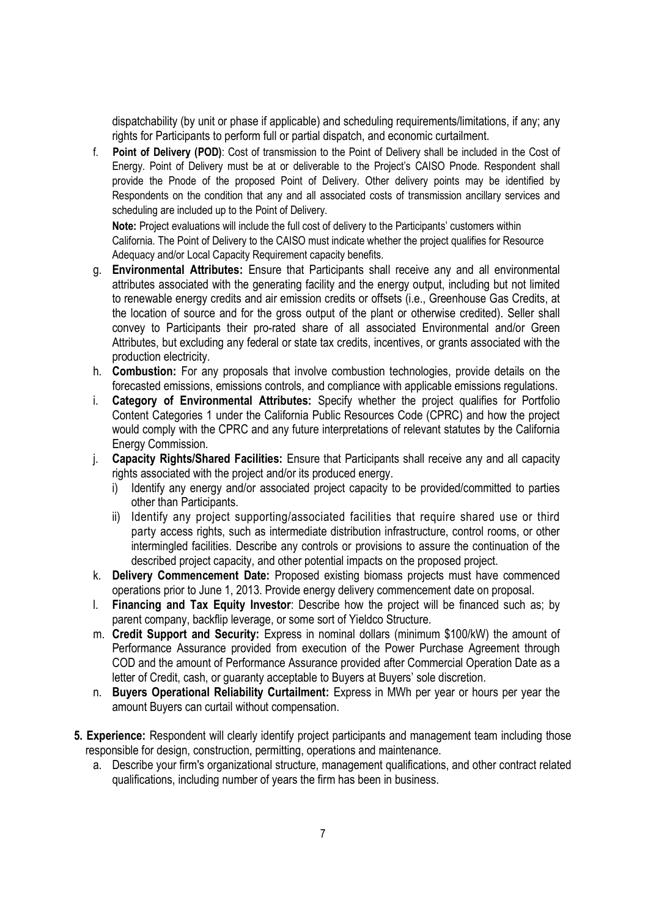dispatchability (by unit or phase if applicable) and scheduling requirements/limitations, if any; any rights for Participants to perform full or partial dispatch, and economic curtailment.

f. **Point of Delivery (POD)**: Cost of transmission to the Point of Delivery shall be included in the Cost of Energy. Point of Delivery must be at or deliverable to the Project's CAISO Pnode. Respondent shall provide the Pnode of the proposed Point of Delivery. Other delivery points may be identified by Respondents on the condition that any and all associated costs of transmission ancillary services and scheduling are included up to the Point of Delivery.

   **Note:** Project evaluations will include the full cost of delivery to the Participants' customers within California. The Point of Delivery to the CAISO must indicate whether the project qualifies for Resource Adequacy and/or Local Capacity Requirement capacity benefits.

g. **Environmental Attributes:** Ensure that Participants shall receive any and all environmental attributes associated with the generating facility and the energy output, including but not limited to renewable energy credits and air emission credits or offsets (i.e., Greenhouse Gas Credits, at the location of source and for the gross output of the plant or otherwise credited). Seller shall convey to Participants their pro-rated share of all associated Environmental and/or Green Attributes, but excluding any federal or state tax credits, incentives, or grants associated with the production electricity.

h. **Combustion:** For any proposals that involve combustion technologies, provide details on the forecasted emissions, emissions controls, and compliance with applicable emissions regulations.

i. **Category of Environmental Attributes:** Specify whether the project qualifies for Portfolio Content Categories 1 under the California Public Resources Code (CPRC) and how the project would comply with the CPRC and any future interpretations of relevant statutes by the California Energy Commission.

j. **Capacity Rights/Shared Facilities:** Ensure that Participants shall receive any and all capacity rights associated with the project and/or its produced energy.
   i) Identify any energy and/or associated project capacity to be provided/committed to parties other than Participants.
   ii) Identify any project supporting/associated facilities that require shared use or third party access rights, such as intermediate distribution infrastructure, control rooms, or other intermingled facilities. Describe any controls or provisions to assure the continuation of the described project capacity, and other potential impacts on the proposed project.

k. **Delivery Commencement Date:** Proposed existing biomass projects must have commenced operations prior to June 1, 2013. Provide energy delivery commencement date on proposal.

l. **Financing and Tax Equity Investor**: Describe how the project will be financed such as; by parent company, backflip leverage, or some sort of Yieldco Structure.

m. **Credit Support and Security:** Express in nominal dollars (minimum $100/kW) the amount of Performance Assurance provided from execution of the Power Purchase Agreement through COD and the amount of Performance Assurance provided after Commercial Operation Date as a letter of Credit, cash, or guaranty acceptable to Buyers at Buyers' sole discretion.

n. **Buyers Operational Reliability Curtailment:** Express in MWh per year or hours per year the amount Buyers can curtail without compensation.

**5. Experience:** Respondent will clearly identify project participants and management team including those responsible for design, construction, permitting, operations and maintenance.

a. Describe your firm's organizational structure, management qualifications, and other contract related qualifications, including number of years the firm has been in business.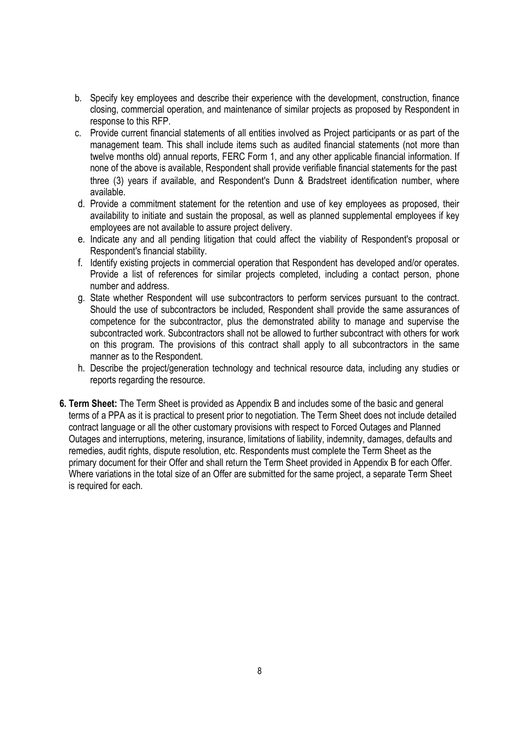b. Specify key employees and describe their experience with the development, construction, finance closing, commercial operation, and maintenance of similar projects as proposed by Respondent in response to this RFP.

c. Provide current financial statements of all entities involved as Project participants or as part of the management team. This shall include items such as audited financial statements (not more than twelve months old) annual reports, FERC Form 1, and any other applicable financial information. If none of the above is available, Respondent shall provide verifiable financial statements for the past three (3) years if available, and Respondent's Dunn & Bradstreet identification number, where available.

d. Provide a commitment statement for the retention and use of key employees as proposed, their availability to initiate and sustain the proposal, as well as planned supplemental employees if key employees are not available to assure project delivery.

e. Indicate any and all pending litigation that could affect the viability of Respondent's proposal or Respondent's financial stability.

f. Identify existing projects in commercial operation that Respondent has developed and/or operates. Provide a list of references for similar projects completed, including a contact person, phone number and address.

g. State whether Respondent will use subcontractors to perform services pursuant to the contract. Should the use of subcontractors be included, Respondent shall provide the same assurances of competence for the subcontractor, plus the demonstrated ability to manage and supervise the subcontracted work. Subcontractors shall not be allowed to further subcontract with others for work on this program. The provisions of this contract shall apply to all subcontractors in the same manner as to the Respondent.

h. Describe the project/generation technology and technical resource data, including any studies or reports regarding the resource.

**6. Term Sheet:** The Term Sheet is provided as Appendix B and includes some of the basic and general terms of a PPA as it is practical to present prior to negotiation. The Term Sheet does not include detailed contract language or all the other customary provisions with respect to Forced Outages and Planned Outages and interruptions, metering, insurance, limitations of liability, indemnity, damages, defaults and remedies, audit rights, dispute resolution, etc. Respondents must complete the Term Sheet as the primary document for their Offer and shall return the Term Sheet provided in Appendix B for each Offer. Where variations in the total size of an Offer are submitted for the same project, a separate Term Sheet is required for each.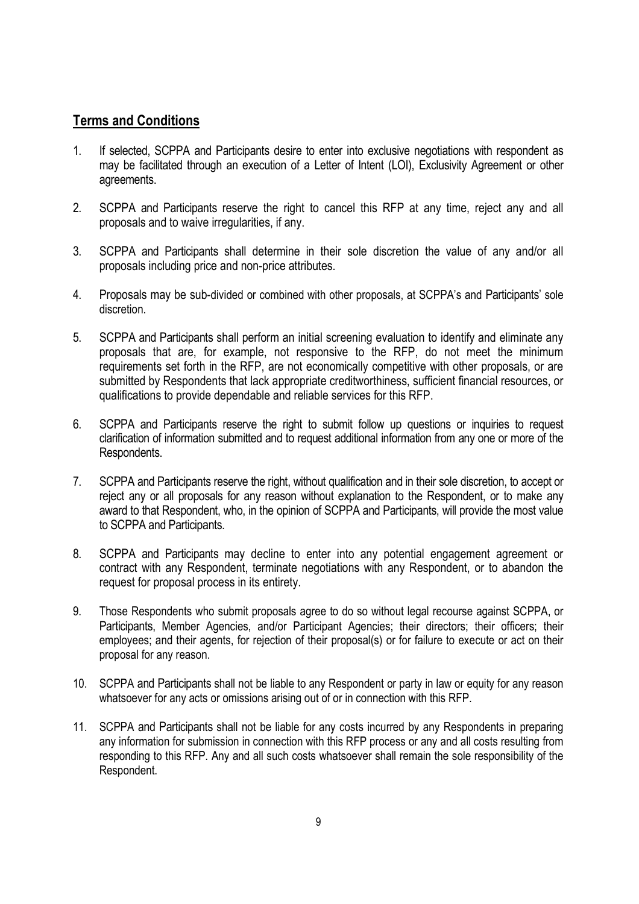## Terms and Conditions

1. If selected, SCPPA and Participants desire to enter into exclusive negotiations with respondent as may be facilitated through an execution of a Letter of Intent (LOI), Exclusivity Agreement or other agreements.
2. SCPPA and Participants reserve the right to cancel this RFP at any time, reject any and all proposals and to waive irregularities, if any.
3. SCPPA and Participants shall determine in their sole discretion the value of any and/or all proposals including price and non-price attributes.
4. Proposals may be sub-divided or combined with other proposals, at SCPPA's and Participants' sole discretion.
5. SCPPA and Participants shall perform an initial screening evaluation to identify and eliminate any proposals that are, for example, not responsive to the RFP, do not meet the minimum requirements set forth in the RFP, are not economically competitive with other proposals, or are submitted by Respondents that lack appropriate creditworthiness, sufficient financial resources, or qualifications to provide dependable and reliable services for this RFP.
6. SCPPA and Participants reserve the right to submit follow up questions or inquiries to request clarification of information submitted and to request additional information from any one or more of the Respondents.
7. SCPPA and Participants reserve the right, without qualification and in their sole discretion, to accept or reject any or all proposals for any reason without explanation to the Respondent, or to make any award to that Respondent, who, in the opinion of SCPPA and Participants, will provide the most value to SCPPA and Participants.
8. SCPPA and Participants may decline to enter into any potential engagement agreement or contract with any Respondent, terminate negotiations with any Respondent, or to abandon the request for proposal process in its entirety.
9. Those Respondents who submit proposals agree to do so without legal recourse against SCPPA, or Participants, Member Agencies, and/or Participant Agencies; their directors; their officers; their employees; and their agents, for rejection of their proposal(s) or for failure to execute or act on their proposal for any reason.
10. SCPPA and Participants shall not be liable to any Respondent or party in law or equity for any reason whatsoever for any acts or omissions arising out of or in connection with this RFP.
11. SCPPA and Participants shall not be liable for any costs incurred by any Respondents in preparing any information for submission in connection with this RFP process or any and all costs resulting from responding to this RFP. Any and all such costs whatsoever shall remain the sole responsibility of the Respondent.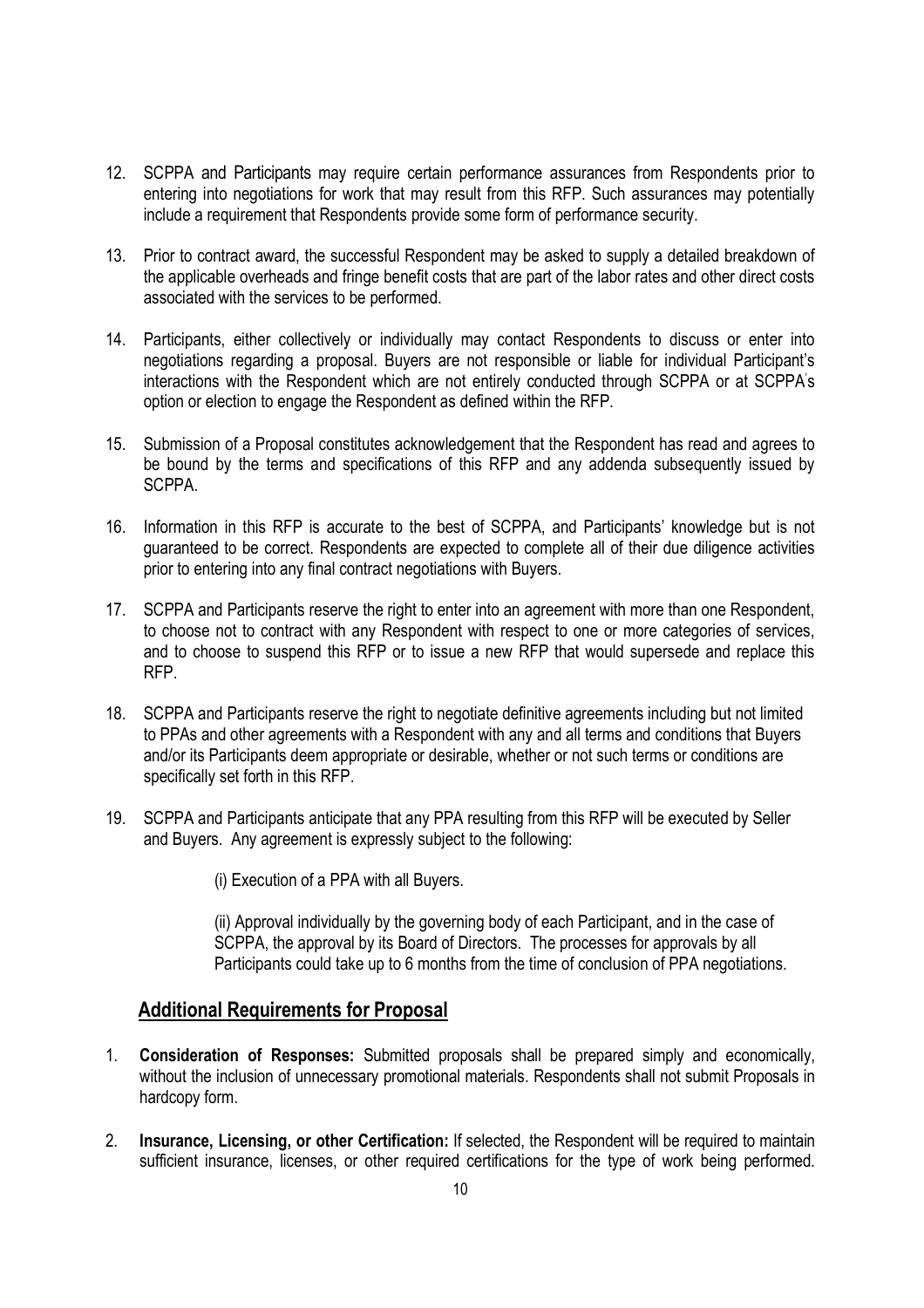12. SCPPA and Participants may require certain performance assurances from Respondents prior to entering into negotiations for work that may result from this RFP. Such assurances may potentially include a requirement that Respondents provide some form of performance security.

13. Prior to contract award, the successful Respondent may be asked to supply a detailed breakdown of the applicable overheads and fringe benefit costs that are part of the labor rates and other direct costs associated with the services to be performed.

14. Participants, either collectively or individually may contact Respondents to discuss or enter into negotiations regarding a proposal. Buyers are not responsible or liable for individual Participant's interactions with the Respondent which are not entirely conducted through SCPPA or at SCPPA's option or election to engage the Respondent as defined within the RFP.

15. Submission of a Proposal constitutes acknowledgement that the Respondent has read and agrees to be bound by the terms and specifications of this RFP and any addenda subsequently issued by SCPPA.

16. Information in this RFP is accurate to the best of SCPPA, and Participants' knowledge but is not guaranteed to be correct. Respondents are expected to complete all of their due diligence activities prior to entering into any final contract negotiations with Buyers.

17. SCPPA and Participants reserve the right to enter into an agreement with more than one Respondent, to choose not to contract with any Respondent with respect to one or more categories of services, and to choose to suspend this RFP or to issue a new RFP that would supersede and replace this RFP.

18. SCPPA and Participants reserve the right to negotiate definitive agreements including but not limited to PPAs and other agreements with a Respondent with any and all terms and conditions that Buyers and/or its Participants deem appropriate or desirable, whether or not such terms or conditions are specifically set forth in this RFP.

19. SCPPA and Participants anticipate that any PPA resulting from this RFP will be executed by Seller and Buyers. Any agreement is expressly subject to the following:

    (i) Execution of a PPA with all Buyers.

    (ii) Approval individually by the governing body of each Participant, and in the case of SCPPA, the approval by its Board of Directors. The processes for approvals by all Participants could take up to 6 months from the time of conclusion of PPA negotiations.

## Additional Requirements for Proposal

1. **Consideration of Responses:** Submitted proposals shall be prepared simply and economically, without the inclusion of unnecessary promotional materials. Respondents shall not submit Proposals in hardcopy form.

2. **Insurance, Licensing, or other Certification:** If selected, the Respondent will be required to maintain sufficient insurance, licenses, or other required certifications for the type of work being performed.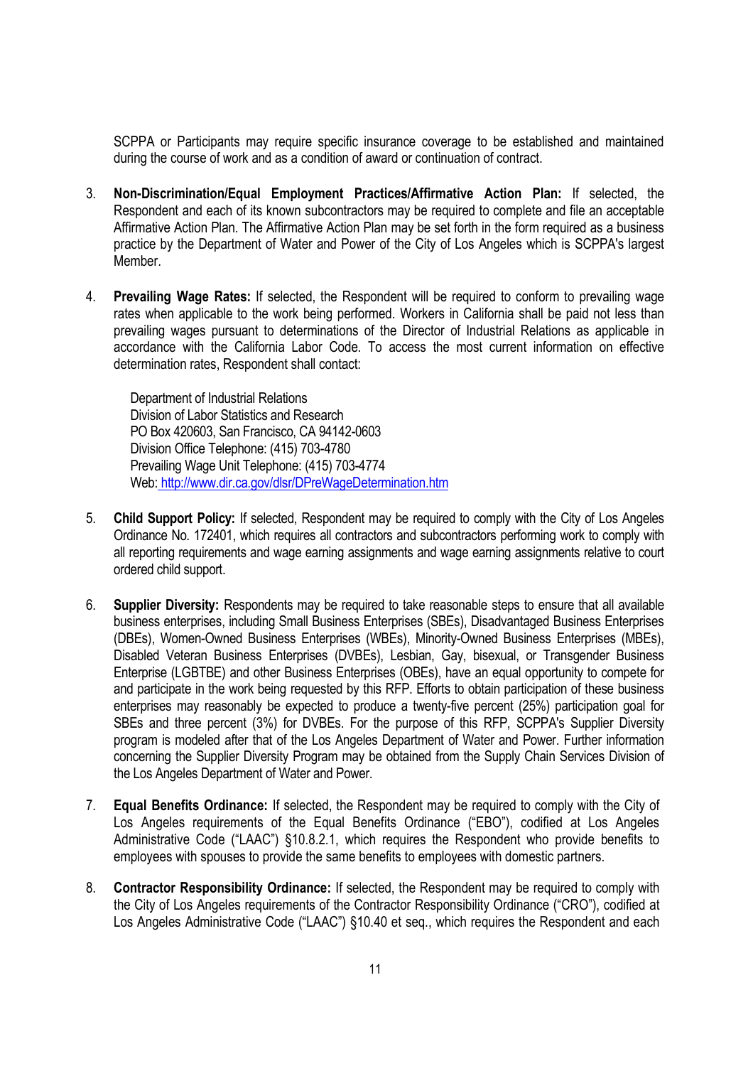SCPPA or Participants may require specific insurance coverage to be established and maintained during the course of work and as a condition of award or continuation of contract.

3. **Non-Discrimination/Equal Employment Practices/Affirmative Action Plan:** If selected, the Respondent and each of its known subcontractors may be required to complete and file an acceptable Affirmative Action Plan. The Affirmative Action Plan may be set forth in the form required as a business practice by the Department of Water and Power of the City of Los Angeles which is SCPPA's largest Member.

4. **Prevailing Wage Rates:** If selected, the Respondent will be required to conform to prevailing wage rates when applicable to the work being performed. Workers in California shall be paid not less than prevailing wages pursuant to determinations of the Director of Industrial Relations as applicable in accordance with the California Labor Code. To access the most current information on effective determination rates, Respondent shall contact:

   Department of Industrial Relations
   Division of Labor Statistics and Research
   PO Box 420603, San Francisco, CA 94142-0603
   Division Office Telephone: (415) 703-4780
   Prevailing Wage Unit Telephone: (415) 703-4774
   Web: http://www.dir.ca.gov/dlsr/DPreWageDetermination.htm

5. **Child Support Policy:** If selected, Respondent may be required to comply with the City of Los Angeles Ordinance No. 172401, which requires all contractors and subcontractors performing work to comply with all reporting requirements and wage earning assignments and wage earning assignments relative to court ordered child support.

6. **Supplier Diversity:** Respondents may be required to take reasonable steps to ensure that all available business enterprises, including Small Business Enterprises (SBEs), Disadvantaged Business Enterprises (DBEs), Women-Owned Business Enterprises (WBEs), Minority-Owned Business Enterprises (MBEs), Disabled Veteran Business Enterprises (DVBEs), Lesbian, Gay, bisexual, or Transgender Business Enterprise (LGBTBE) and other Business Enterprises (OBEs), have an equal opportunity to compete for and participate in the work being requested by this RFP. Efforts to obtain participation of these business enterprises may reasonably be expected to produce a twenty-five percent (25%) participation goal for SBEs and three percent (3%) for DVBEs. For the purpose of this RFP, SCPPA's Supplier Diversity program is modeled after that of the Los Angeles Department of Water and Power. Further information concerning the Supplier Diversity Program may be obtained from the Supply Chain Services Division of the Los Angeles Department of Water and Power.

7. **Equal Benefits Ordinance:** If selected, the Respondent may be required to comply with the City of Los Angeles requirements of the Equal Benefits Ordinance ("EBO"), codified at Los Angeles Administrative Code ("LAAC") §10.8.2.1, which requires the Respondent who provide benefits to employees with spouses to provide the same benefits to employees with domestic partners.

8. **Contractor Responsibility Ordinance:** If selected, the Respondent may be required to comply with the City of Los Angeles requirements of the Contractor Responsibility Ordinance ("CRO"), codified at Los Angeles Administrative Code ("LAAC") §10.40 et seq., which requires the Respondent and each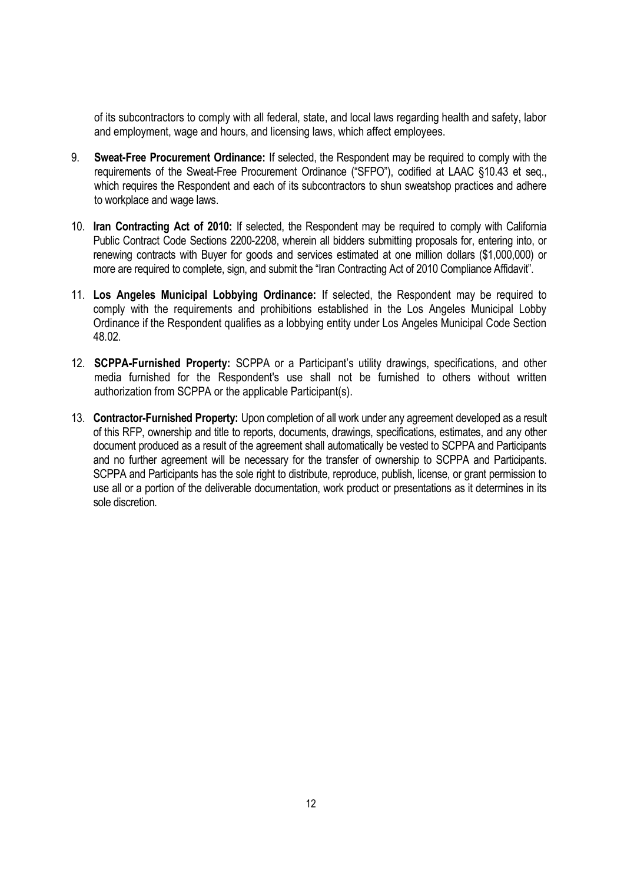of its subcontractors to comply with all federal, state, and local laws regarding health and safety, labor and employment, wage and hours, and licensing laws, which affect employees.

9. **Sweat-Free Procurement Ordinance:** If selected, the Respondent may be required to comply with the requirements of the Sweat-Free Procurement Ordinance ("SFPO"), codified at LAAC §10.43 et seq., which requires the Respondent and each of its subcontractors to shun sweatshop practices and adhere to workplace and wage laws.

10. **Iran Contracting Act of 2010:** If selected, the Respondent may be required to comply with California Public Contract Code Sections 2200-2208, wherein all bidders submitting proposals for, entering into, or renewing contracts with Buyer for goods and services estimated at one million dollars ($1,000,000) or more are required to complete, sign, and submit the "Iran Contracting Act of 2010 Compliance Affidavit".

11. **Los Angeles Municipal Lobbying Ordinance:** If selected, the Respondent may be required to comply with the requirements and prohibitions established in the Los Angeles Municipal Lobby Ordinance if the Respondent qualifies as a lobbying entity under Los Angeles Municipal Code Section 48.02.

12. **SCPPA-Furnished Property:** SCPPA or a Participant's utility drawings, specifications, and other media furnished for the Respondent's use shall not be furnished to others without written authorization from SCPPA or the applicable Participant(s).

13. **Contractor-Furnished Property:** Upon completion of all work under any agreement developed as a result of this RFP, ownership and title to reports, documents, drawings, specifications, estimates, and any other document produced as a result of the agreement shall automatically be vested to SCPPA and Participants and no further agreement will be necessary for the transfer of ownership to SCPPA and Participants. SCPPA and Participants has the sole right to distribute, reproduce, publish, license, or grant permission to use all or a portion of the deliverable documentation, work product or presentations as it determines in its sole discretion.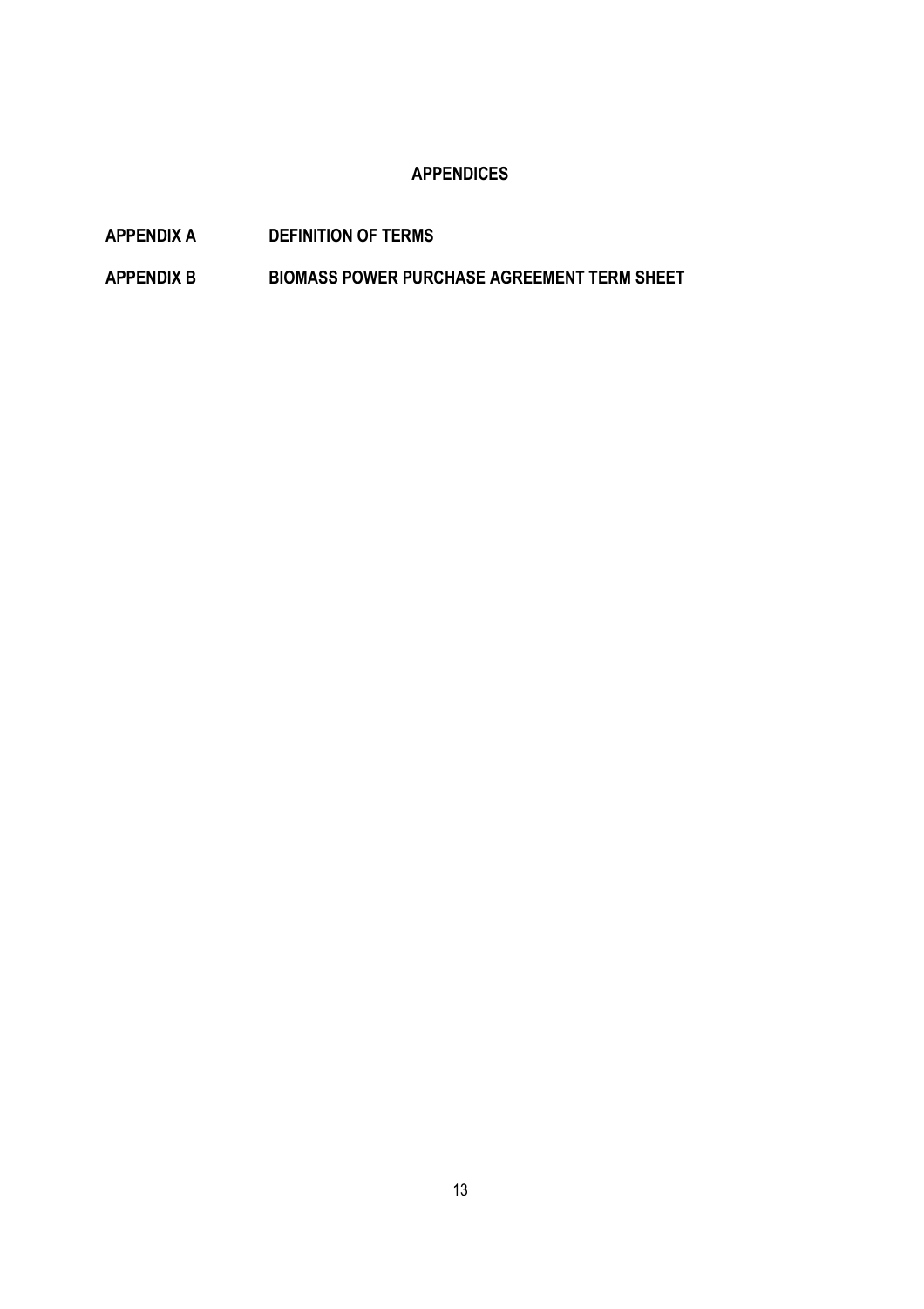# APPENDICES

**APPENDIX A** DEFINITION OF TERMS

**APPENDIX B** BIOMASS POWER PURCHASE AGREEMENT TERM SHEET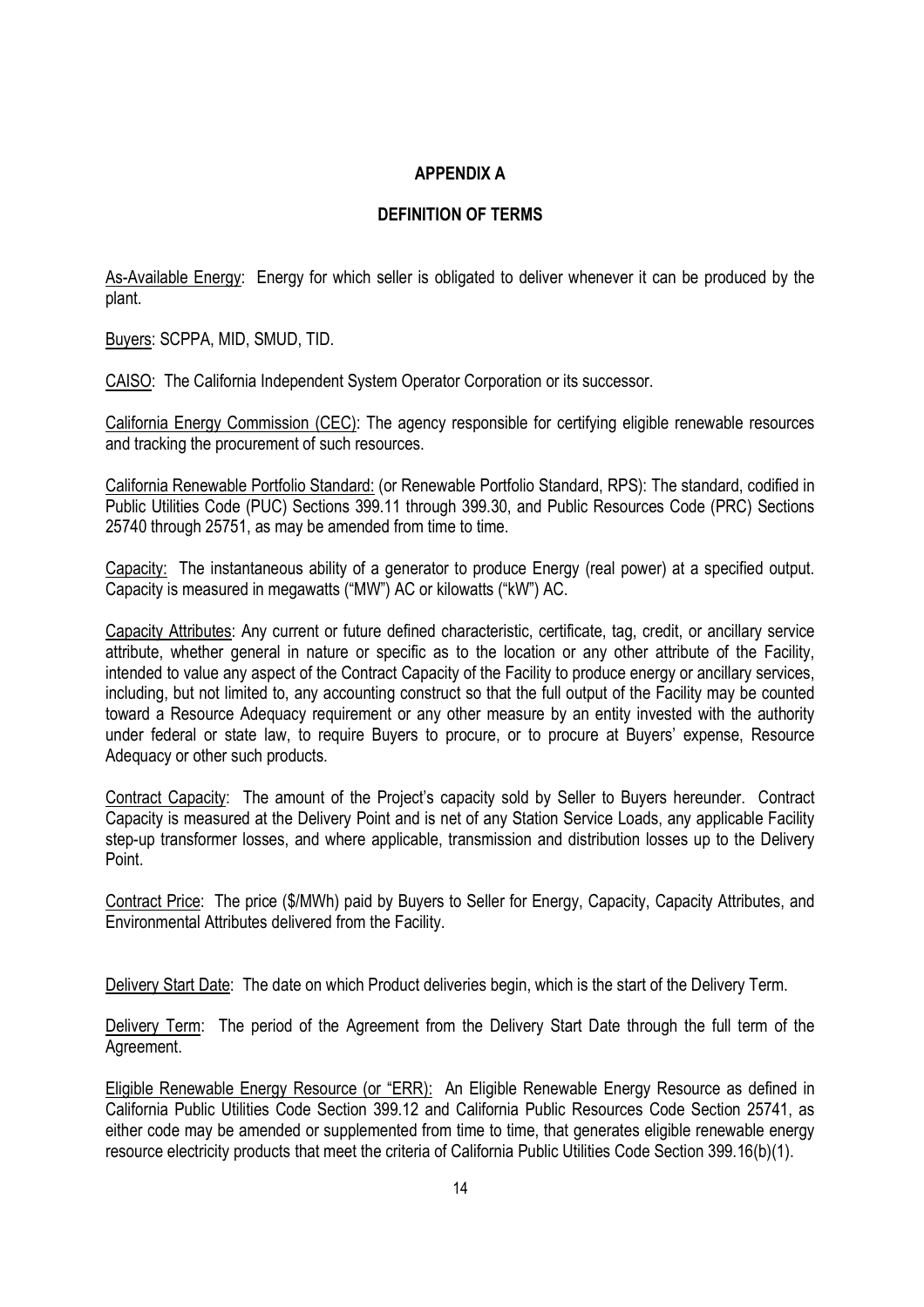# APPENDIX A

## DEFINITION OF TERMS

As-Available Energy: Energy for which seller is obligated to deliver whenever it can be produced by the plant.

Buyers: SCPPA, MID, SMUD, TID.

CAISO: The California Independent System Operator Corporation or its successor.

California Energy Commission (CEC): The agency responsible for certifying eligible renewable resources and tracking the procurement of such resources.

California Renewable Portfolio Standard: (or Renewable Portfolio Standard, RPS): The standard, codified in Public Utilities Code (PUC) Sections 399.11 through 399.30, and Public Resources Code (PRC) Sections 25740 through 25751, as may be amended from time to time.

Capacity: The instantaneous ability of a generator to produce Energy (real power) at a specified output. Capacity is measured in megawatts ("MW") AC or kilowatts ("kW") AC.

Capacity Attributes: Any current or future defined characteristic, certificate, tag, credit, or ancillary service attribute, whether general in nature or specific as to the location or any other attribute of the Facility, intended to value any aspect of the Contract Capacity of the Facility to produce energy or ancillary services, including, but not limited to, any accounting construct so that the full output of the Facility may be counted toward a Resource Adequacy requirement or any other measure by an entity invested with the authority under federal or state law, to require Buyers to procure, or to procure at Buyers' expense, Resource Adequacy or other such products.

Contract Capacity: The amount of the Project's capacity sold by Seller to Buyers hereunder. Contract Capacity is measured at the Delivery Point and is net of any Station Service Loads, any applicable Facility step-up transformer losses, and where applicable, transmission and distribution losses up to the Delivery Point.

Contract Price: The price ($/MWh) paid by Buyers to Seller for Energy, Capacity, Capacity Attributes, and Environmental Attributes delivered from the Facility.

Delivery Start Date: The date on which Product deliveries begin, which is the start of the Delivery Term.

Delivery Term: The period of the Agreement from the Delivery Start Date through the full term of the Agreement.

Eligible Renewable Energy Resource (or "ERR): An Eligible Renewable Energy Resource as defined in California Public Utilities Code Section 399.12 and California Public Resources Code Section 25741, as either code may be amended or supplemented from time to time, that generates eligible renewable energy resource electricity products that meet the criteria of California Public Utilities Code Section 399.16(b)(1).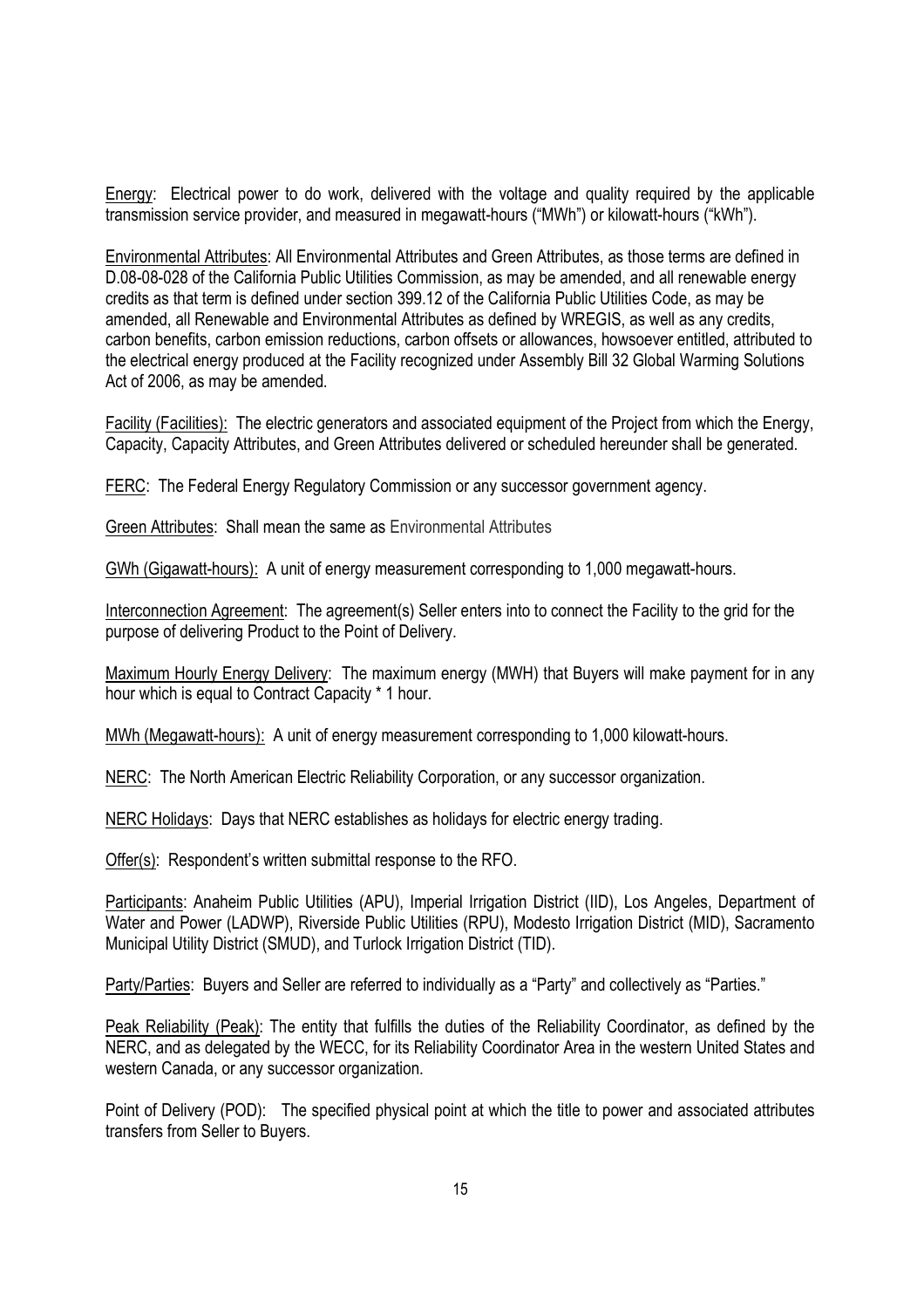Energy: Electrical power to do work, delivered with the voltage and quality required by the applicable transmission service provider, and measured in megawatt-hours ("MWh") or kilowatt-hours ("kWh").

Environmental Attributes: All Environmental Attributes and Green Attributes, as those terms are defined in D.08-08-028 of the California Public Utilities Commission, as may be amended, and all renewable energy credits as that term is defined under section 399.12 of the California Public Utilities Code, as may be amended, all Renewable and Environmental Attributes as defined by WREGIS, as well as any credits, carbon benefits, carbon emission reductions, carbon offsets or allowances, howsoever entitled, attributed to the electrical energy produced at the Facility recognized under Assembly Bill 32 Global Warming Solutions Act of 2006, as may be amended.

Facility (Facilities): The electric generators and associated equipment of the Project from which the Energy, Capacity, Capacity Attributes, and Green Attributes delivered or scheduled hereunder shall be generated.

FERC: The Federal Energy Regulatory Commission or any successor government agency.

Green Attributes: Shall mean the same as Environmental Attributes

GWh (Gigawatt-hours): A unit of energy measurement corresponding to 1,000 megawatt-hours.

Interconnection Agreement: The agreement(s) Seller enters into to connect the Facility to the grid for the purpose of delivering Product to the Point of Delivery.

Maximum Hourly Energy Delivery: The maximum energy (MWH) that Buyers will make payment for in any hour which is equal to Contract Capacity * 1 hour.

MWh (Megawatt-hours): A unit of energy measurement corresponding to 1,000 kilowatt-hours.

NERC: The North American Electric Reliability Corporation, or any successor organization.

NERC Holidays: Days that NERC establishes as holidays for electric energy trading.

Offer(s): Respondent's written submittal response to the RFO.

Participants: Anaheim Public Utilities (APU), Imperial Irrigation District (IID), Los Angeles, Department of Water and Power (LADWP), Riverside Public Utilities (RPU), Modesto Irrigation District (MID), Sacramento Municipal Utility District (SMUD), and Turlock Irrigation District (TID).

Party/Parties: Buyers and Seller are referred to individually as a "Party" and collectively as "Parties."

Peak Reliability (Peak): The entity that fulfills the duties of the Reliability Coordinator, as defined by the NERC, and as delegated by the WECC, for its Reliability Coordinator Area in the western United States and western Canada, or any successor organization.

Point of Delivery (POD): The specified physical point at which the title to power and associated attributes transfers from Seller to Buyers.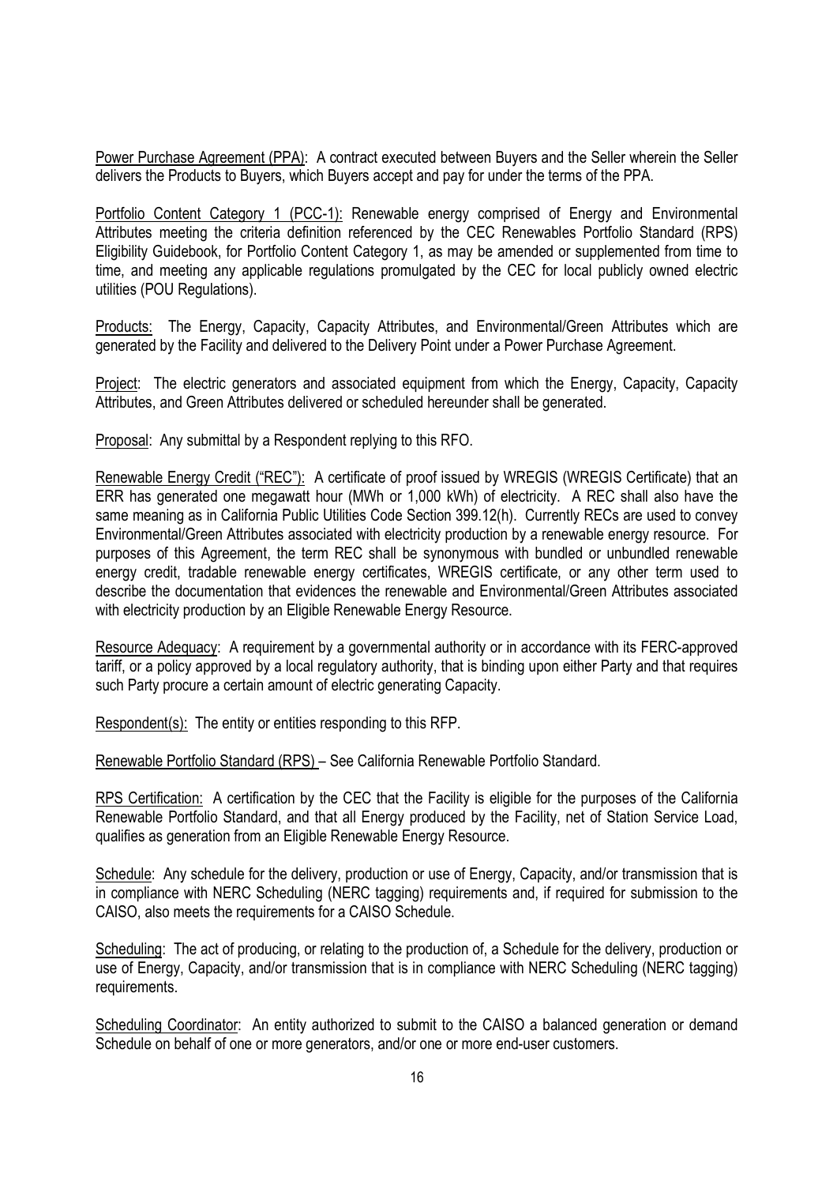Power Purchase Agreement (PPA): A contract executed between Buyers and the Seller wherein the Seller delivers the Products to Buyers, which Buyers accept and pay for under the terms of the PPA.

Portfolio Content Category 1 (PCC-1): Renewable energy comprised of Energy and Environmental Attributes meeting the criteria definition referenced by the CEC Renewables Portfolio Standard (RPS) Eligibility Guidebook, for Portfolio Content Category 1, as may be amended or supplemented from time to time, and meeting any applicable regulations promulgated by the CEC for local publicly owned electric utilities (POU Regulations).

Products: The Energy, Capacity, Capacity Attributes, and Environmental/Green Attributes which are generated by the Facility and delivered to the Delivery Point under a Power Purchase Agreement.

Project: The electric generators and associated equipment from which the Energy, Capacity, Capacity Attributes, and Green Attributes delivered or scheduled hereunder shall be generated.

Proposal: Any submittal by a Respondent replying to this RFO.

Renewable Energy Credit ("REC"): A certificate of proof issued by WREGIS (WREGIS Certificate) that an ERR has generated one megawatt hour (MWh or 1,000 kWh) of electricity. A REC shall also have the same meaning as in California Public Utilities Code Section 399.12(h). Currently RECs are used to convey Environmental/Green Attributes associated with electricity production by a renewable energy resource. For purposes of this Agreement, the term REC shall be synonymous with bundled or unbundled renewable energy credit, tradable renewable energy certificates, WREGIS certificate, or any other term used to describe the documentation that evidences the renewable and Environmental/Green Attributes associated with electricity production by an Eligible Renewable Energy Resource.

Resource Adequacy: A requirement by a governmental authority or in accordance with its FERC-approved tariff, or a policy approved by a local regulatory authority, that is binding upon either Party and that requires such Party procure a certain amount of electric generating Capacity.

Respondent(s): The entity or entities responding to this RFP.

Renewable Portfolio Standard (RPS) – See California Renewable Portfolio Standard.

RPS Certification: A certification by the CEC that the Facility is eligible for the purposes of the California Renewable Portfolio Standard, and that all Energy produced by the Facility, net of Station Service Load, qualifies as generation from an Eligible Renewable Energy Resource.

Schedule: Any schedule for the delivery, production or use of Energy, Capacity, and/or transmission that is in compliance with NERC Scheduling (NERC tagging) requirements and, if required for submission to the CAISO, also meets the requirements for a CAISO Schedule.

Scheduling: The act of producing, or relating to the production of, a Schedule for the delivery, production or use of Energy, Capacity, and/or transmission that is in compliance with NERC Scheduling (NERC tagging) requirements.

Scheduling Coordinator: An entity authorized to submit to the CAISO a balanced generation or demand Schedule on behalf of one or more generators, and/or one or more end-user customers.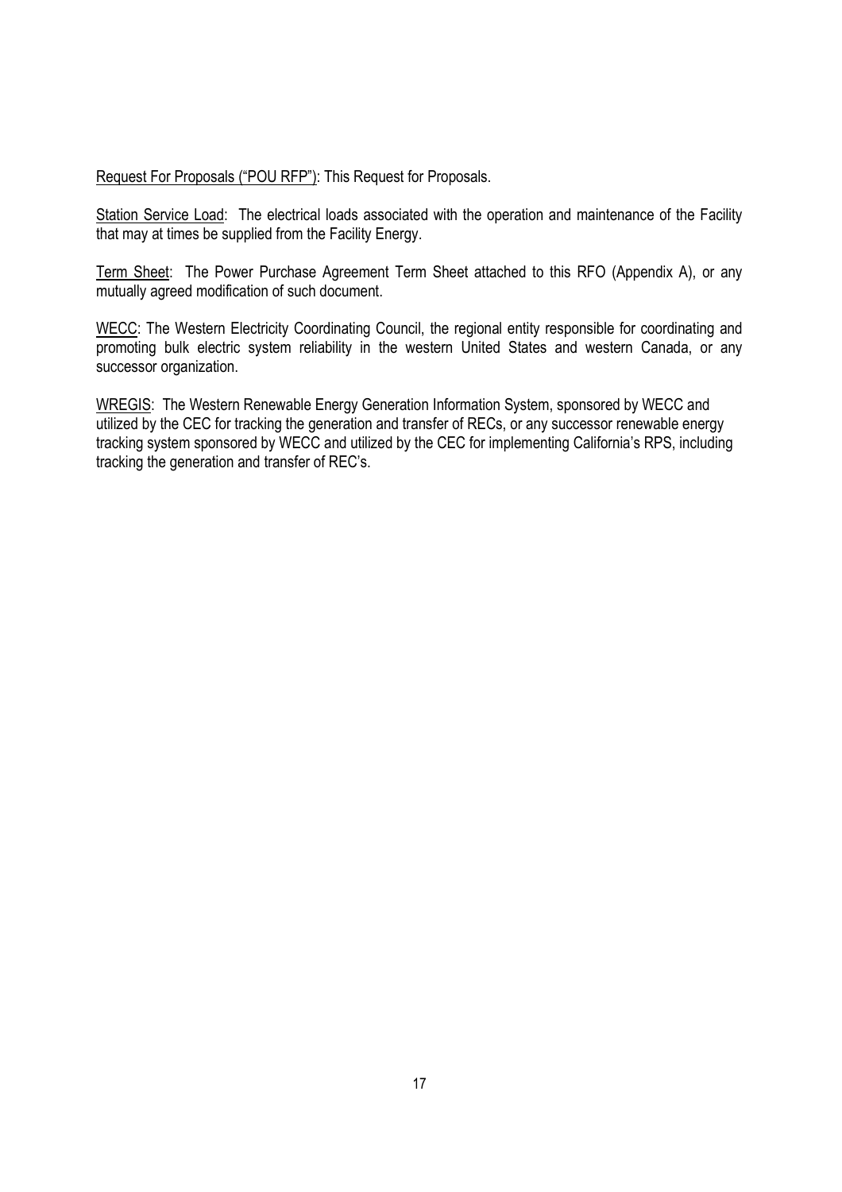<u>Request For Proposals ("POU RFP")</u>: This Request for Proposals.

<u>Station Service Load</u>: The electrical loads associated with the operation and maintenance of the Facility that may at times be supplied from the Facility Energy.

<u>Term Sheet</u>: The Power Purchase Agreement Term Sheet attached to this RFO (Appendix A), or any mutually agreed modification of such document.

<u>WECC</u>: The Western Electricity Coordinating Council, the regional entity responsible for coordinating and promoting bulk electric system reliability in the western United States and western Canada, or any successor organization.

<u>WREGIS</u>: The Western Renewable Energy Generation Information System, sponsored by WECC and utilized by the CEC for tracking the generation and transfer of RECs, or any successor renewable energy tracking system sponsored by WECC and utilized by the CEC for implementing California's RPS, including tracking the generation and transfer of REC's.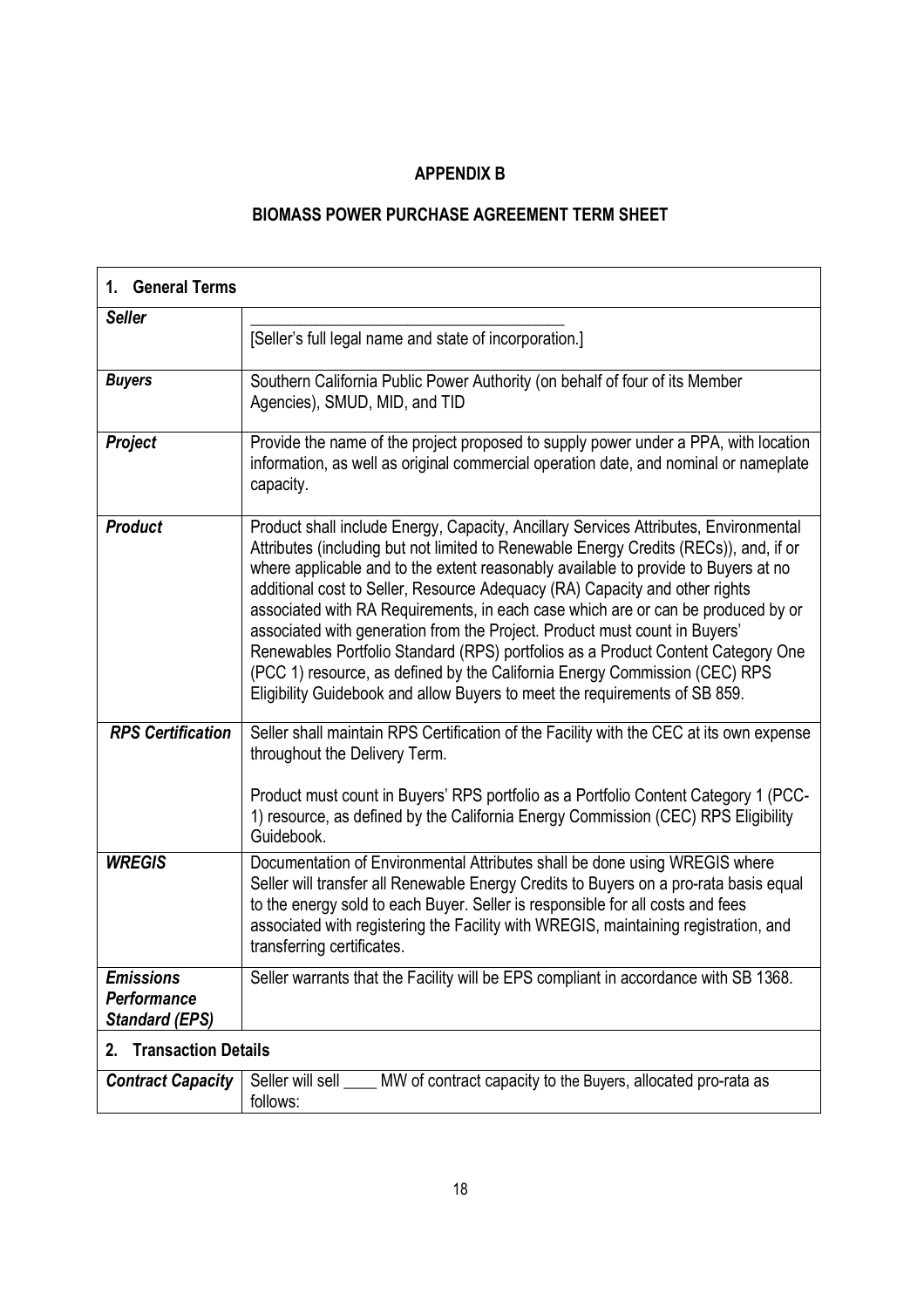## APPENDIX B

## BIOMASS POWER PURCHASE AGREEMENT TERM SHEET

| **1. General Terms** | |
|---|---|
| ***Seller*** | \_\_\_\_\_\_\_\_\_\_\_\_\_\_\_\_\_\_\_\_\_\_\_\_\_\_\_\_\_\_\_\_\_\_\_\_\_\_<br>[Seller's full legal name and state of incorporation.] |
| ***Buyers*** | Southern California Public Power Authority (on behalf of four of its Member Agencies), SMUD, MID, and TID |
| ***Project*** | Provide the name of the project proposed to supply power under a PPA, with location information, as well as original commercial operation date, and nominal or nameplate capacity. |
| ***Product*** | Product shall include Energy, Capacity, Ancillary Services Attributes, Environmental Attributes (including but not limited to Renewable Energy Credits (RECs)), and, if or where applicable and to the extent reasonably available to provide to Buyers at no additional cost to Seller, Resource Adequacy (RA) Capacity and other rights associated with RA Requirements, in each case which are or can be produced by or associated with generation from the Project. Product must count in Buyers' Renewables Portfolio Standard (RPS) portfolios as a Product Content Category One (PCC 1) resource, as defined by the California Energy Commission (CEC) RPS Eligibility Guidebook and allow Buyers to meet the requirements of SB 859. |
| ***RPS Certification*** | Seller shall maintain RPS Certification of the Facility with the CEC at its own expense throughout the Delivery Term.<br><br>Product must count in Buyers' RPS portfolio as a Portfolio Content Category 1 (PCC-1) resource, as defined by the California Energy Commission (CEC) RPS Eligibility Guidebook. |
| ***WREGIS*** | Documentation of Environmental Attributes shall be done using WREGIS where Seller will transfer all Renewable Energy Credits to Buyers on a pro-rata basis equal to the energy sold to each Buyer. Seller is responsible for all costs and fees associated with registering the Facility with WREGIS, maintaining registration, and transferring certificates. |
| ***Emissions Performance Standard (EPS)*** | Seller warrants that the Facility will be EPS compliant in accordance with SB 1368. |
| **2. Transaction Details** | |
| ***Contract Capacity*** | Seller will sell \_\_\_\_ MW of contract capacity to the Buyers, allocated pro-rata as follows: |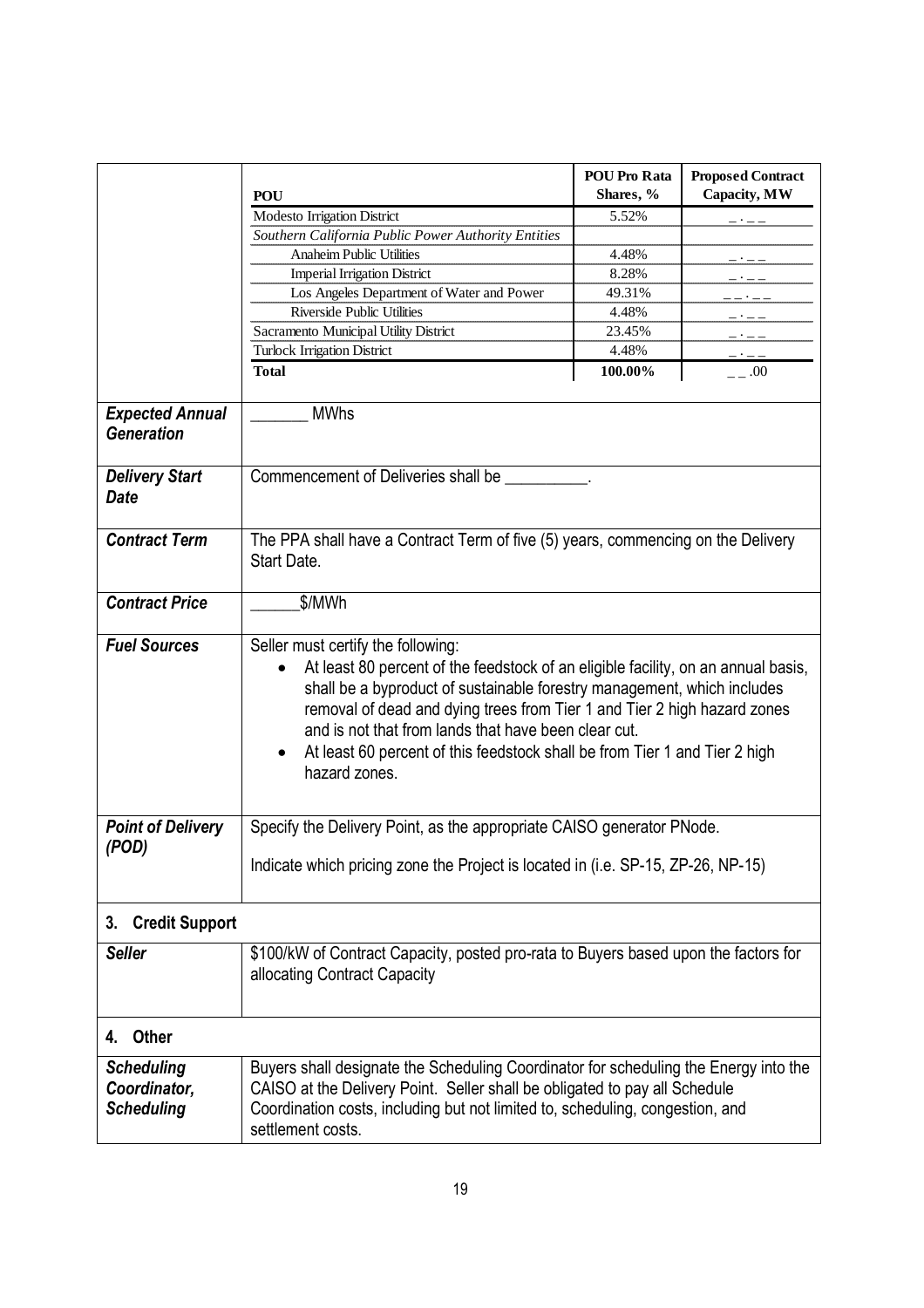| | POU | POU Pro Rata Shares, % | Proposed Contract Capacity, MW |
|---|---|---|---|
| | Modesto Irrigation District | 5.52% | _ . _ _ |
| | *Southern California Public Power Authority Entities* | | |
| | Anaheim Public Utilities | 4.48% | _ . _ _ |
| | Imperial Irrigation District | 8.28% | _ . _ _ |
| | Los Angeles Department of Water and Power | 49.31% | _ _ . _ _ |
| | Riverside Public Utilities | 4.48% | _ . _ _ |
| | Sacramento Municipal Utility District | 23.45% | _ . _ _ |
| | Turlock Irrigation District | 4.48% | _ . _ _ |
| | **Total** | **100.00%** | _ _ .00 |
| ***Expected Annual Generation*** | _______ MWhs | | |
| ***Delivery Start Date*** | Commencement of Deliveries shall be __________. | | |
| ***Contract Term*** | The PPA shall have a Contract Term of five (5) years, commencing on the Delivery Start Date. | | |
| ***Contract Price*** | ______$/MWh | | |
| ***Fuel Sources*** | Seller must certify the following:<br>• At least 80 percent of the feedstock of an eligible facility, on an annual basis, shall be a byproduct of sustainable forestry management, which includes removal of dead and dying trees from Tier 1 and Tier 2 high hazard zones and is not that from lands that have been clear cut.<br>• At least 60 percent of this feedstock shall be from Tier 1 and Tier 2 high hazard zones. | | |
| ***Point of Delivery (POD)*** | Specify the Delivery Point, as the appropriate CAISO generator PNode.<br><br>Indicate which pricing zone the Project is located in (i.e. SP-15, ZP-26, NP-15) | | |
| **3. Credit Support** | | | |
| ***Seller*** | $100/kW of Contract Capacity, posted pro-rata to Buyers based upon the factors for allocating Contract Capacity | | |
| **4. Other** | | | |
| ***Scheduling Coordinator, Scheduling*** | Buyers shall designate the Scheduling Coordinator for scheduling the Energy into the CAISO at the Delivery Point. Seller shall be obligated to pay all Schedule Coordination costs, including but not limited to, scheduling, congestion, and settlement costs. | | |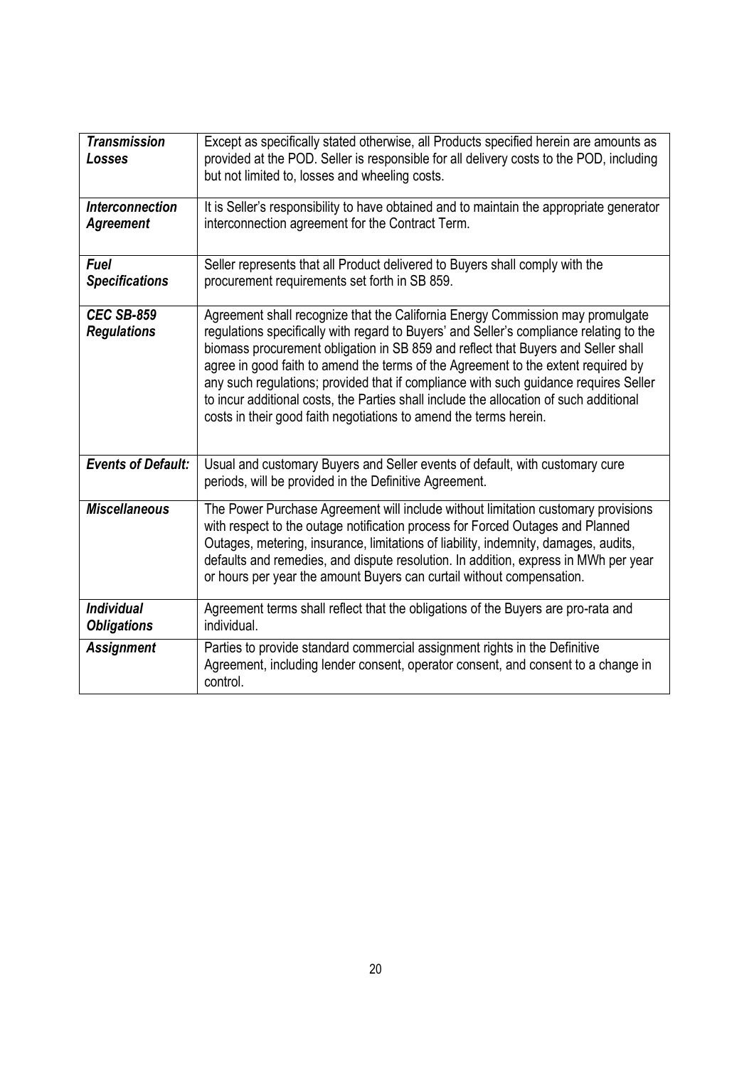| | |
|---|---|
| ***Transmission Losses*** | Except as specifically stated otherwise, all Products specified herein are amounts as provided at the POD. Seller is responsible for all delivery costs to the POD, including but not limited to, losses and wheeling costs. |
| ***Interconnection Agreement*** | It is Seller's responsibility to have obtained and to maintain the appropriate generator interconnection agreement for the Contract Term. |
| ***Fuel Specifications*** | Seller represents that all Product delivered to Buyers shall comply with the procurement requirements set forth in SB 859. |
| ***CEC SB-859 Regulations*** | Agreement shall recognize that the California Energy Commission may promulgate regulations specifically with regard to Buyers' and Seller's compliance relating to the biomass procurement obligation in SB 859 and reflect that Buyers and Seller shall agree in good faith to amend the terms of the Agreement to the extent required by any such regulations; provided that if compliance with such guidance requires Seller to incur additional costs, the Parties shall include the allocation of such additional costs in their good faith negotiations to amend the terms herein. |
| ***Events of Default:*** | Usual and customary Buyers and Seller events of default, with customary cure periods, will be provided in the Definitive Agreement. |
| ***Miscellaneous*** | The Power Purchase Agreement will include without limitation customary provisions with respect to the outage notification process for Forced Outages and Planned Outages, metering, insurance, limitations of liability, indemnity, damages, audits, defaults and remedies, and dispute resolution. In addition, express in MWh per year or hours per year the amount Buyers can curtail without compensation. |
| ***Individual Obligations*** | Agreement terms shall reflect that the obligations of the Buyers are pro-rata and individual. |
| ***Assignment*** | Parties to provide standard commercial assignment rights in the Definitive Agreement, including lender consent, operator consent, and consent to a change in control. |